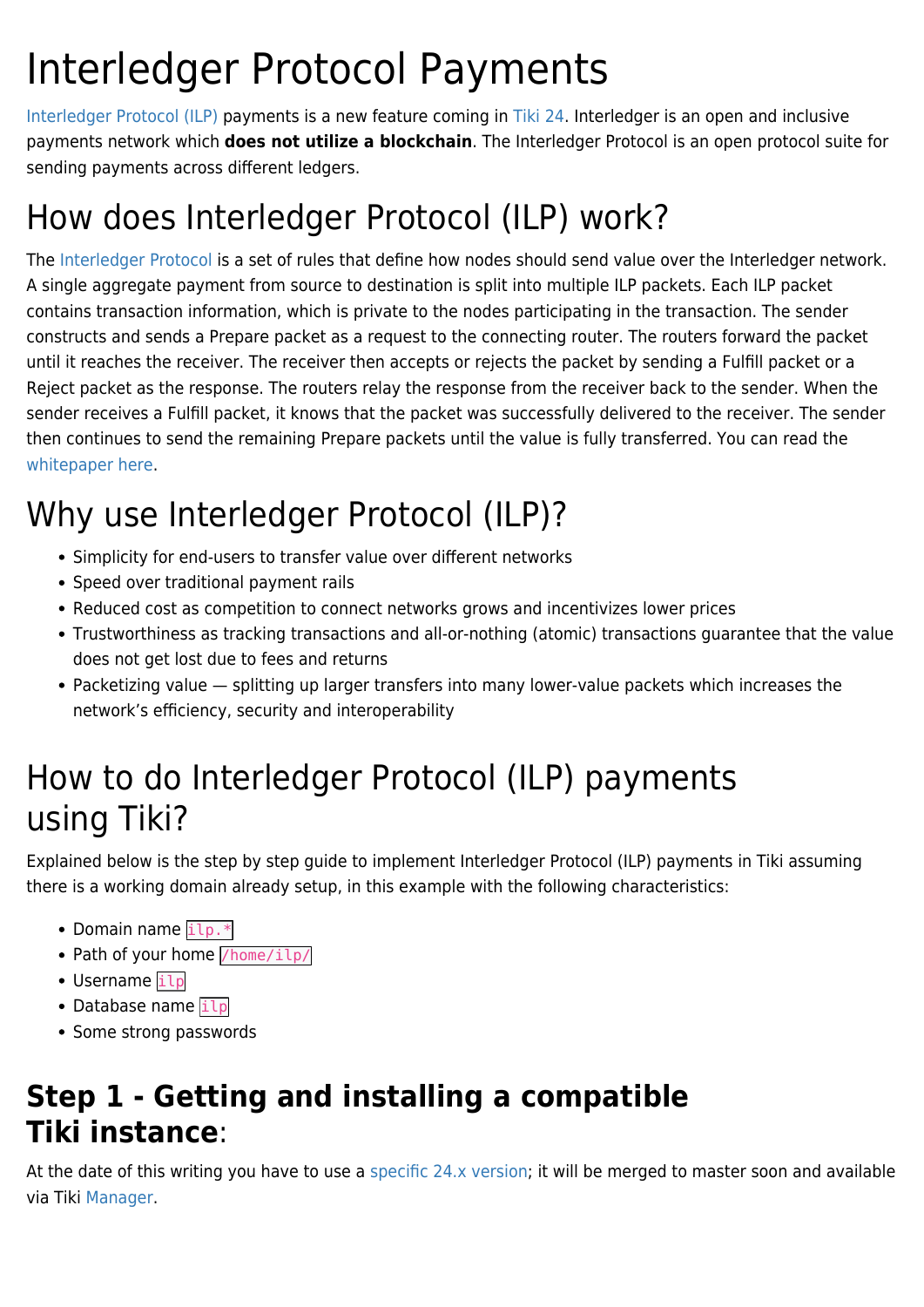# Interledger Protocol Payments

Interledger Protocol (ILP) payments is a new feature coming in Tiki 24. Interledger is an open and inclusive payments network which **does not utilize a blockchain**. The Interledger Protocol is an open protocol suite for sending payments across different ledgers.

# How does Interledger Protocol (ILP) work?

The Interledger Protocol is a set of rules that define how nodes should send value over the Interledger network. A single aggregate payment from source to destination is split into multiple ILP packets. Each ILP packet contains transaction information, which is private to the nodes participating in the transaction. The sender constructs and sends a Prepare packet as a request to the connecting router. The routers forward the packet until it reaches the receiver. The receiver then accepts or rejects the packet by sending a Fulfill packet or a Reject packet as the response. The routers relay the response from the receiver back to the sender. When the sender receives a Fulfill packet, it knows that the packet was successfully delivered to the receiver. The sender then continues to send the remaining Prepare packets until the value is fully transferred. You can read the whitepaper here.

# Why use Interledger Protocol (ILP)?

- Simplicity for end-users to transfer value over different networks
- Speed over traditional payment rails
- Reduced cost as competition to connect networks grows and incentivizes lower prices
- Trustworthiness as tracking transactions and all-or-nothing (atomic) transactions guarantee that the value does not get lost due to fees and returns
- Packetizing value — splitting up larger transfers into many lower-value packets which increases the network's efficiency, security and interoperability

# How to do Interledger Protocol (ILP) payments using Tiki?

Explained below is the step by step guide to implement Interledger Protocol (ILP) payments in Tiki assuming there is a working domain already setup, in this example with the following characteristics:

- Domain name `ilp.*`
- Path of your home `/home/ilp/`
- Username `ilp`
- Database name `ilp`
- Some strong passwords

## **Step 1 - Getting and installing a compatible Tiki instance**:

At the date of this writing you have to use a specific 24.x version; it will be merged to master soon and available via Tiki Manager.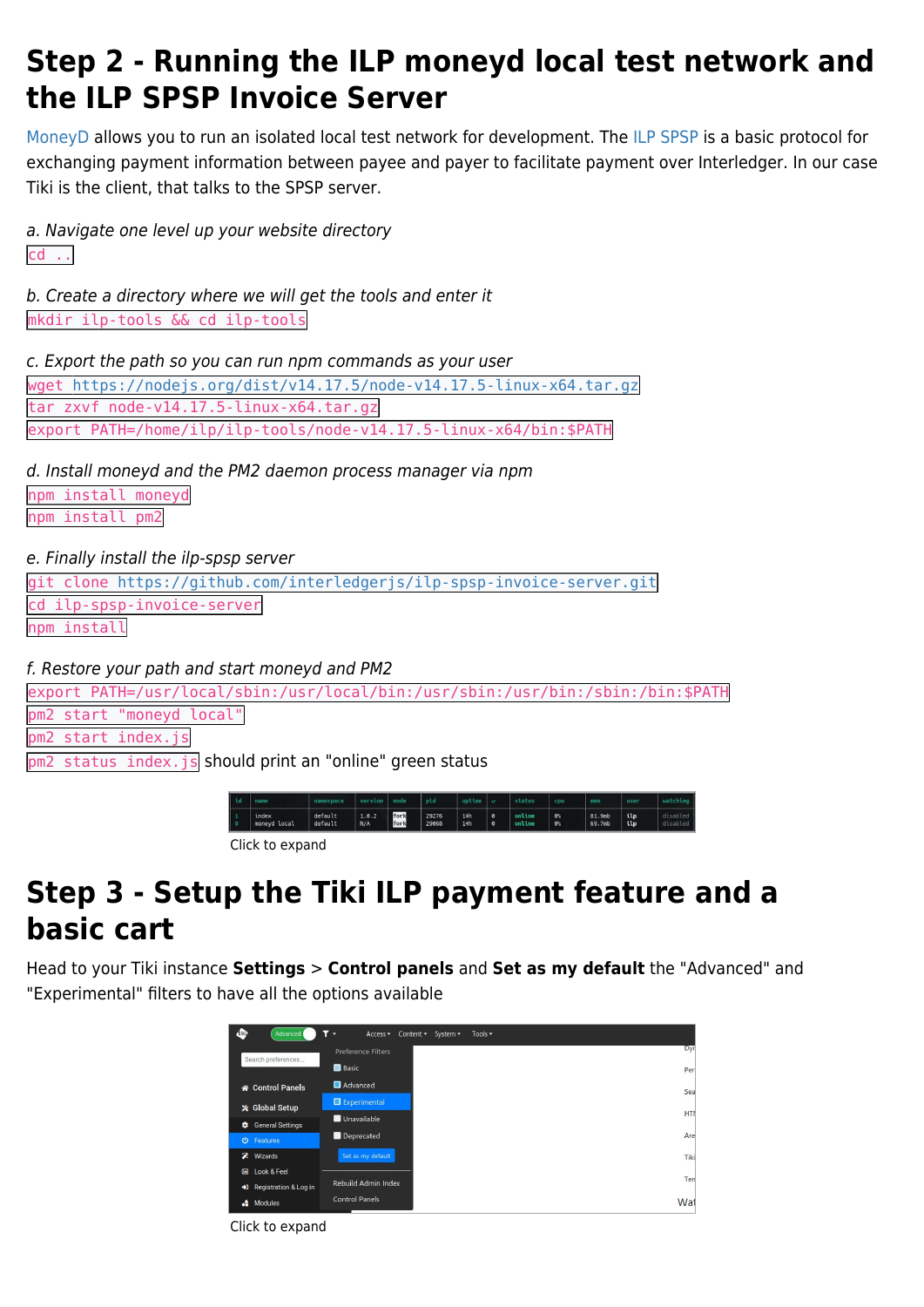# Step 2 - Running the ILP moneyd local test network and the ILP SPSP Invoice Server

MoneyD allows you to run an isolated local test network for development. The ILP SPSP is a basic protocol for exchanging payment information between payee and payer to facilitate payment over Interledger. In our case Tiki is the client, that talks to the SPSP server.

*a. Navigate one level up your website directory*

`cd ..`

*b. Create a directory where we will get the tools and enter it*

`mkdir ilp-tools && cd ilp-tools`

*c. Export the path so you can run npm commands as your user*

`wget https://nodejs.org/dist/v14.17.5/node-v14.17.5-linux-x64.tar.gz`
`tar zxvf node-v14.17.5-linux-x64.tar.gz`
`export PATH=/home/ilp/ilp-tools/node-v14.17.5-linux-x64/bin:$PATH`

*d. Install moneyd and the PM2 daemon process manager via npm*

`npm install moneyd`
`npm install pm2`

*e. Finally install the ilp-spsp server*

`git clone https://github.com/interledgerjs/ilp-spsp-invoice-server.git`
`cd ilp-spsp-invoice-server`
`npm install`

*f. Restore your path and start moneyd and PM2*

`export PATH=/usr/local/sbin:/usr/local/bin:/usr/sbin:/usr/bin:/sbin:/bin:$PATH`
`pm2 start "moneyd local"`
`pm2 start index.js`
`pm2 status index.js` should print an "online" green status

Click to expand

# Step 3 - Setup the Tiki ILP payment feature and a basic cart

Head to your Tiki instance **Settings** > **Control panels** and **Set as my default** the "Advanced" and "Experimental" filters to have all the options available

Click to expand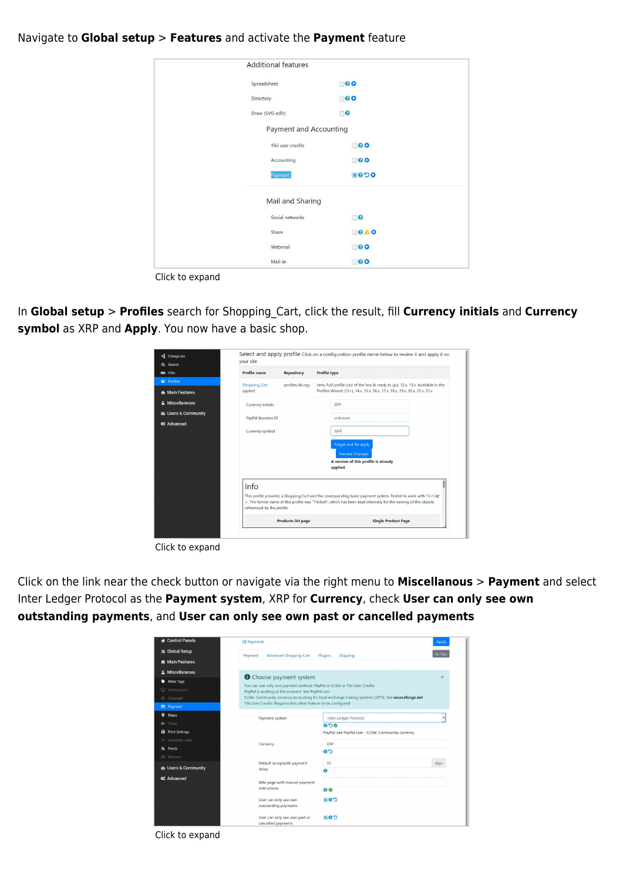Navigate to **Global setup** > **Features** and activate the **Payment** feature

Click to expand

In **Global setup** > **Profiles** search for Shopping_Cart, click the result, fill **Currency initials** and **Currency symbol** as XRP and **Apply**. You now have a basic shop.

Click to expand

Click on the link near the check button or navigate via the right menu to **Miscellanous** > **Payment** and select Inter Ledger Protocol as the **Payment system**, XRP for **Currency**, check **User can only see own outstanding payments**, and **User can only see own past or cancelled payments**

Click to expand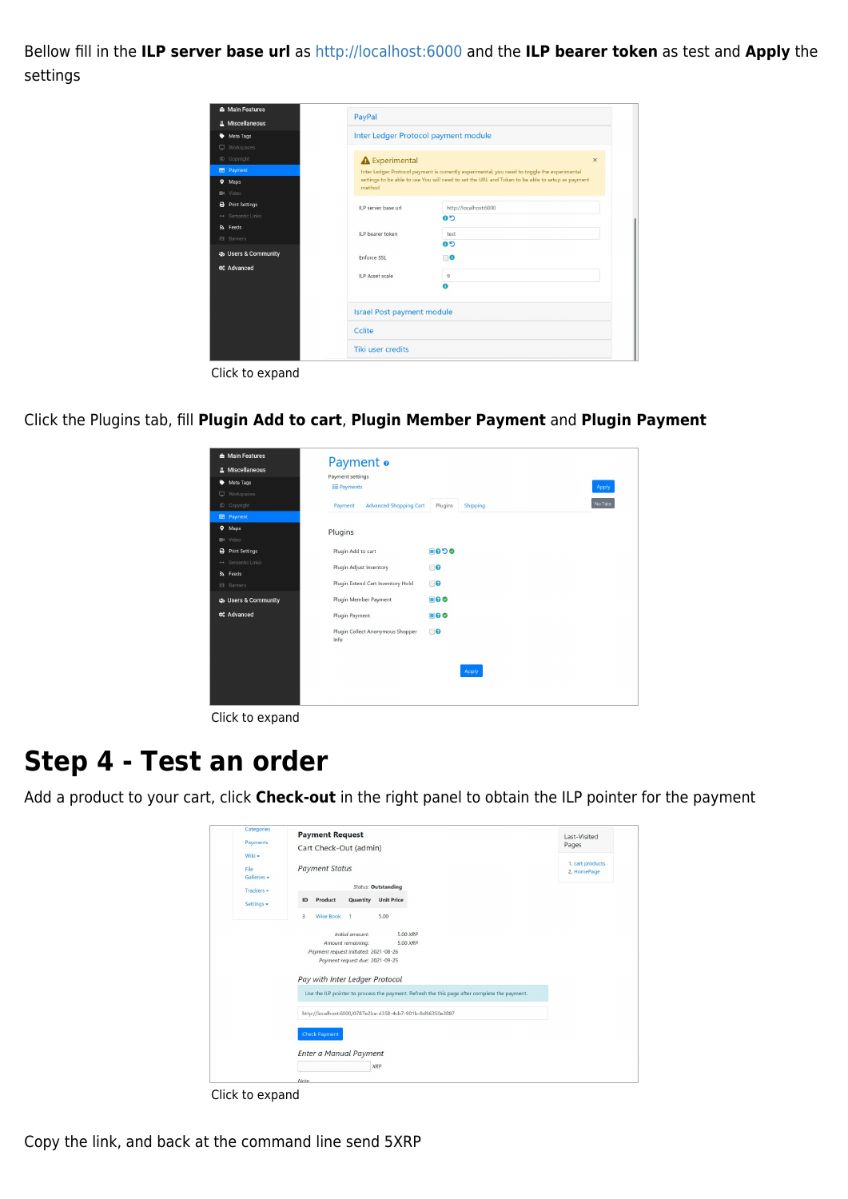Bellow fill in the **ILP server base url** as http://localhost:6000 and the **ILP bearer token** as test and **Apply** the settings

Click to expand

Click the Plugins tab, fill **Plugin Add to cart**, **Plugin Member Payment** and **Plugin Payment**

Click to expand

# Step 4 - Test an order

Add a product to your cart, click **Check-out** in the right panel to obtain the ILP pointer for the payment

Click to expand

Copy the link, and back at the command line send 5XRP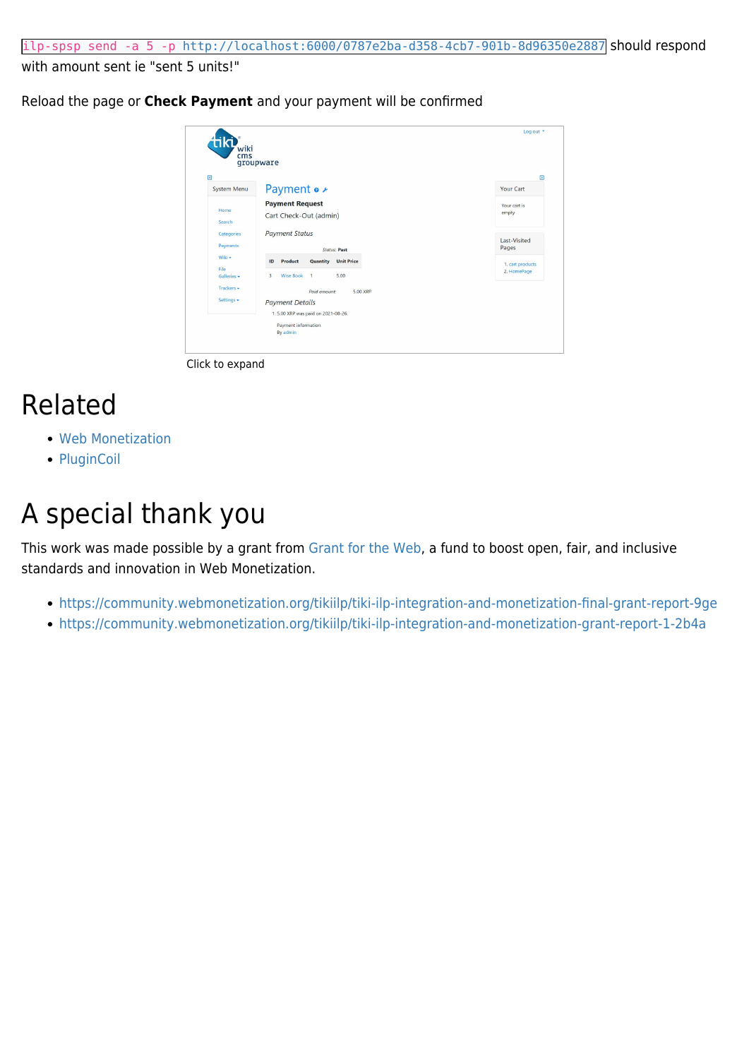`ilp-spsp send -a 5 -p http://localhost:6000/0787e2ba-d358-4cb7-901b-8d96350e2887` should respond with amount sent ie "sent 5 units!"

Reload the page or **Check Payment** and your payment will be confirmed

Click to expand

# Related

- Web Monetization
- PluginCoil

# A special thank you

This work was made possible by a grant from Grant for the Web, a fund to boost open, fair, and inclusive standards and innovation in Web Monetization.

- https://community.webmonetization.org/tikiilp/tiki-ilp-integration-and-monetization-final-grant-report-9ge
- https://community.webmonetization.org/tikiilp/tiki-ilp-integration-and-monetization-grant-report-1-2b4a